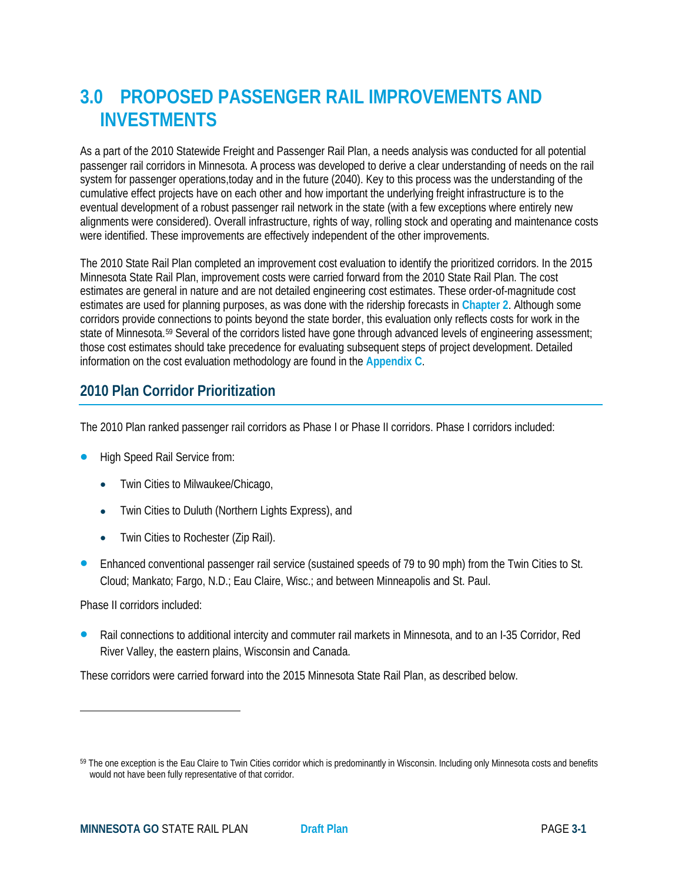# 3.0 PROPOSED PASSENGER RAIL IMPROVEMENTS AND INVESTMENTS

As a part of the 2010 Statewide Freight and Passenger Rail Plan, a needs analysis was conducted for all potential passenger rail corridors in Minnesota. A process was developed to derive a clear understanding of needs on the rail system for passenger operations,today and in the future (2040). Key to this process was the understanding of the cumulative effect projects have on each other and how important the underlying freight infrastructure is to the eventual development of a robust passenger rail network in the state (with a few exceptions where entirely new alignments were considered). Overall infrastructure, rights of way, rolling stock and operating and maintenance costs were identified. These improvements are effectively independent of the other improvements.

The 2010 State Rail Plan completed an improvement cost evaluation to identify the prioritized corridors. In the 2015 Minnesota State Rail Plan, improvement costs were carried forward from the 2010 State Rail Plan. The cost estimates are general in nature and are not detailed engineering cost estimates. These order-of-magnitude cost estimates are used for planning purposes, as was done with the ridership forecasts in **Chapter 2**. Although some corridors provide connections to points beyond the state border, this evaluation only reflects costs for work in the state of Minnesota.[59] Several of the corridors listed have gone through advanced levels of engineering assessment; those cost estimates should take precedence for evaluating subsequent steps of project development. Detailed information on the cost evaluation methodology are found in the **Appendix C**.

## 2010 Plan Corridor Prioritization

The 2010 Plan ranked passenger rail corridors as Phase I or Phase II corridors. Phase I corridors included:

- High Speed Rail Service from:
  - Twin Cities to Milwaukee/Chicago,
  - Twin Cities to Duluth (Northern Lights Express), and
  - Twin Cities to Rochester (Zip Rail).
- Enhanced conventional passenger rail service (sustained speeds of 79 to 90 mph) from the Twin Cities to St. Cloud; Mankato; Fargo, N.D.; Eau Claire, Wisc.; and between Minneapolis and St. Paul.

Phase II corridors included:

- Rail connections to additional intercity and commuter rail markets in Minnesota, and to an I-35 Corridor, Red River Valley, the eastern plains, Wisconsin and Canada.

These corridors were carried forward into the 2015 Minnesota State Rail Plan, as described below.

---

[59] The one exception is the Eau Claire to Twin Cities corridor which is predominantly in Wisconsin. Including only Minnesota costs and benefits would not have been fully representative of that corridor.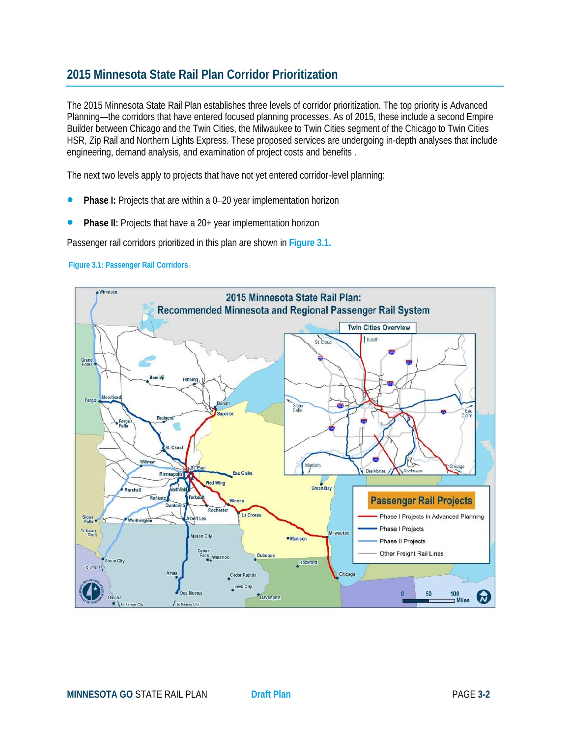## 2015 Minnesota State Rail Plan Corridor Prioritization

The 2015 Minnesota State Rail Plan establishes three levels of corridor prioritization. The top priority is Advanced Planning—the corridors that have entered focused planning processes. As of 2015, these include a second Empire Builder between Chicago and the Twin Cities, the Milwaukee to Twin Cities segment of the Chicago to Twin Cities HSR, Zip Rail and Northern Lights Express. These proposed services are undergoing in-depth analyses that include engineering, demand analysis, and examination of project costs and benefits .

The next two levels apply to projects that have not yet entered corridor-level planning:

- **Phase I:** Projects that are within a 0–20 year implementation horizon
- **Phase II:** Projects that have a 20+ year implementation horizon

Passenger rail corridors prioritized in this plan are shown in **Figure 3.1.**

**Figure 3.1: Passenger Rail Corridors**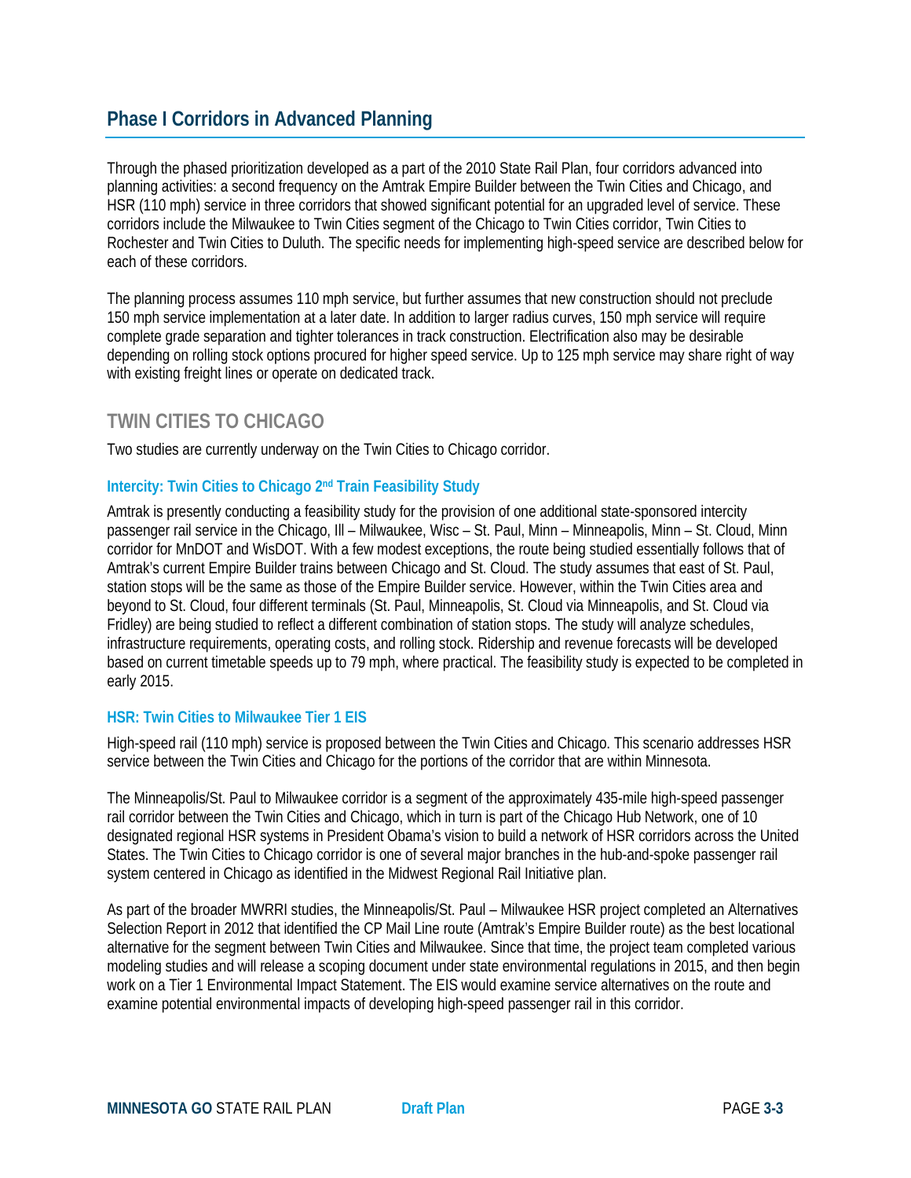## Phase I Corridors in Advanced Planning

Through the phased prioritization developed as a part of the 2010 State Rail Plan, four corridors advanced into planning activities: a second frequency on the Amtrak Empire Builder between the Twin Cities and Chicago, and HSR (110 mph) service in three corridors that showed significant potential for an upgraded level of service. These corridors include the Milwaukee to Twin Cities segment of the Chicago to Twin Cities corridor, Twin Cities to Rochester and Twin Cities to Duluth. The specific needs for implementing high-speed service are described below for each of these corridors.

The planning process assumes 110 mph service, but further assumes that new construction should not preclude 150 mph service implementation at a later date. In addition to larger radius curves, 150 mph service will require complete grade separation and tighter tolerances in track construction. Electrification also may be desirable depending on rolling stock options procured for higher speed service. Up to 125 mph service may share right of way with existing freight lines or operate on dedicated track.

### TWIN CITIES TO CHICAGO

Two studies are currently underway on the Twin Cities to Chicago corridor.

#### Intercity: Twin Cities to Chicago 2nd Train Feasibility Study

Amtrak is presently conducting a feasibility study for the provision of one additional state-sponsored intercity passenger rail service in the Chicago, Ill – Milwaukee, Wisc – St. Paul, Minn – Minneapolis, Minn – St. Cloud, Minn corridor for MnDOT and WisDOT. With a few modest exceptions, the route being studied essentially follows that of Amtrak's current Empire Builder trains between Chicago and St. Cloud. The study assumes that east of St. Paul, station stops will be the same as those of the Empire Builder service. However, within the Twin Cities area and beyond to St. Cloud, four different terminals (St. Paul, Minneapolis, St. Cloud via Minneapolis, and St. Cloud via Fridley) are being studied to reflect a different combination of station stops. The study will analyze schedules, infrastructure requirements, operating costs, and rolling stock. Ridership and revenue forecasts will be developed based on current timetable speeds up to 79 mph, where practical. The feasibility study is expected to be completed in early 2015.

#### HSR: Twin Cities to Milwaukee Tier 1 EIS

High-speed rail (110 mph) service is proposed between the Twin Cities and Chicago. This scenario addresses HSR service between the Twin Cities and Chicago for the portions of the corridor that are within Minnesota.

The Minneapolis/St. Paul to Milwaukee corridor is a segment of the approximately 435-mile high-speed passenger rail corridor between the Twin Cities and Chicago, which in turn is part of the Chicago Hub Network, one of 10 designated regional HSR systems in President Obama's vision to build a network of HSR corridors across the United States. The Twin Cities to Chicago corridor is one of several major branches in the hub-and-spoke passenger rail system centered in Chicago as identified in the Midwest Regional Rail Initiative plan.

As part of the broader MWRRI studies, the Minneapolis/St. Paul – Milwaukee HSR project completed an Alternatives Selection Report in 2012 that identified the CP Mail Line route (Amtrak's Empire Builder route) as the best locational alternative for the segment between Twin Cities and Milwaukee. Since that time, the project team completed various modeling studies and will release a scoping document under state environmental regulations in 2015, and then begin work on a Tier 1 Environmental Impact Statement. The EIS would examine service alternatives on the route and examine potential environmental impacts of developing high-speed passenger rail in this corridor.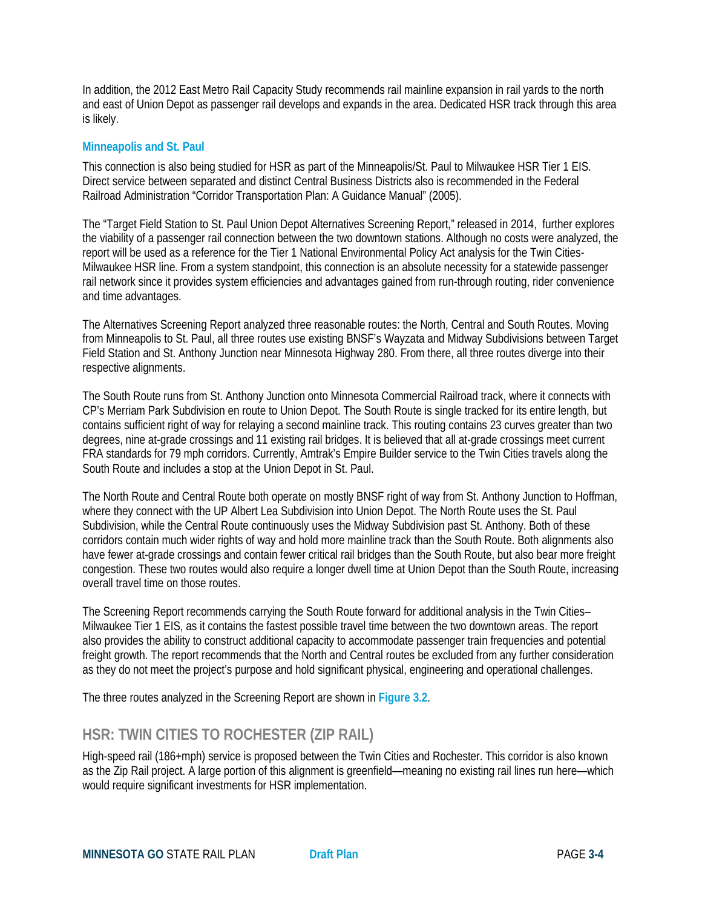In addition, the 2012 East Metro Rail Capacity Study recommends rail mainline expansion in rail yards to the north and east of Union Depot as passenger rail develops and expands in the area. Dedicated HSR track through this area is likely.

### Minneapolis and St. Paul

This connection is also being studied for HSR as part of the Minneapolis/St. Paul to Milwaukee HSR Tier 1 EIS. Direct service between separated and distinct Central Business Districts also is recommended in the Federal Railroad Administration "Corridor Transportation Plan: A Guidance Manual" (2005).

The "Target Field Station to St. Paul Union Depot Alternatives Screening Report," released in 2014, further explores the viability of a passenger rail connection between the two downtown stations. Although no costs were analyzed, the report will be used as a reference for the Tier 1 National Environmental Policy Act analysis for the Twin Cities-Milwaukee HSR line. From a system standpoint, this connection is an absolute necessity for a statewide passenger rail network since it provides system efficiencies and advantages gained from run-through routing, rider convenience and time advantages.

The Alternatives Screening Report analyzed three reasonable routes: the North, Central and South Routes. Moving from Minneapolis to St. Paul, all three routes use existing BNSF's Wayzata and Midway Subdivisions between Target Field Station and St. Anthony Junction near Minnesota Highway 280. From there, all three routes diverge into their respective alignments.

The South Route runs from St. Anthony Junction onto Minnesota Commercial Railroad track, where it connects with CP's Merriam Park Subdivision en route to Union Depot. The South Route is single tracked for its entire length, but contains sufficient right of way for relaying a second mainline track. This routing contains 23 curves greater than two degrees, nine at-grade crossings and 11 existing rail bridges. It is believed that all at-grade crossings meet current FRA standards for 79 mph corridors. Currently, Amtrak's Empire Builder service to the Twin Cities travels along the South Route and includes a stop at the Union Depot in St. Paul.

The North Route and Central Route both operate on mostly BNSF right of way from St. Anthony Junction to Hoffman, where they connect with the UP Albert Lea Subdivision into Union Depot. The North Route uses the St. Paul Subdivision, while the Central Route continuously uses the Midway Subdivision past St. Anthony. Both of these corridors contain much wider rights of way and hold more mainline track than the South Route. Both alignments also have fewer at-grade crossings and contain fewer critical rail bridges than the South Route, but also bear more freight congestion. These two routes would also require a longer dwell time at Union Depot than the South Route, increasing overall travel time on those routes.

The Screening Report recommends carrying the South Route forward for additional analysis in the Twin Cities–Milwaukee Tier 1 EIS, as it contains the fastest possible travel time between the two downtown areas. The report also provides the ability to construct additional capacity to accommodate passenger train frequencies and potential freight growth. The report recommends that the North and Central routes be excluded from any further consideration as they do not meet the project's purpose and hold significant physical, engineering and operational challenges.

The three routes analyzed in the Screening Report are shown in **Figure 3.2**.

## HSR: TWIN CITIES TO ROCHESTER (ZIP RAIL)

High-speed rail (186+mph) service is proposed between the Twin Cities and Rochester. This corridor is also known as the Zip Rail project. A large portion of this alignment is greenfield—meaning no existing rail lines run here—which would require significant investments for HSR implementation.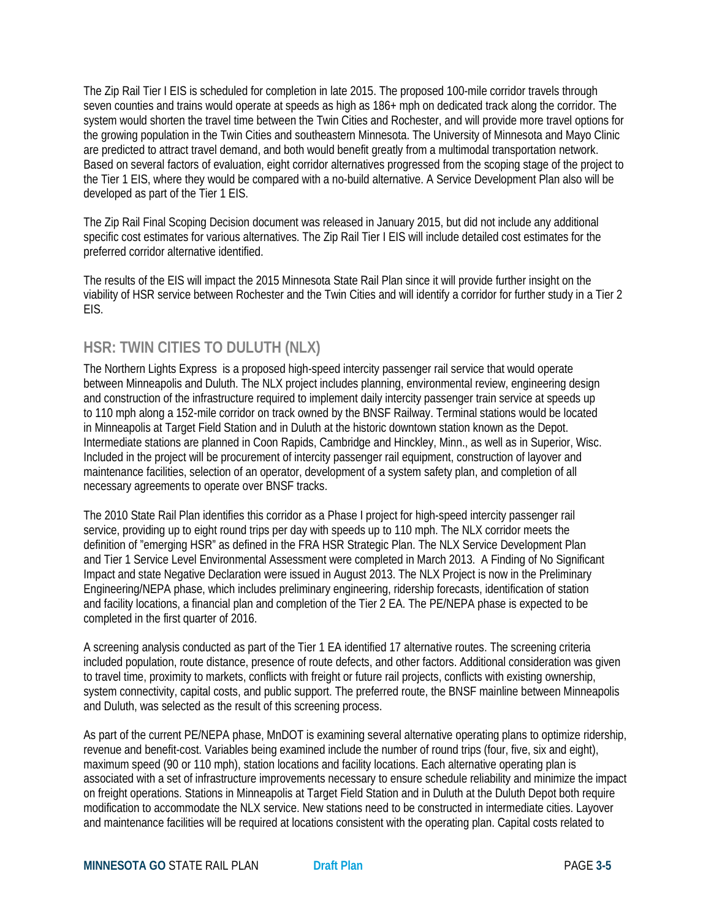The Zip Rail Tier I EIS is scheduled for completion in late 2015. The proposed 100-mile corridor travels through seven counties and trains would operate at speeds as high as 186+ mph on dedicated track along the corridor. The system would shorten the travel time between the Twin Cities and Rochester, and will provide more travel options for the growing population in the Twin Cities and southeastern Minnesota. The University of Minnesota and Mayo Clinic are predicted to attract travel demand, and both would benefit greatly from a multimodal transportation network. Based on several factors of evaluation, eight corridor alternatives progressed from the scoping stage of the project to the Tier 1 EIS, where they would be compared with a no-build alternative. A Service Development Plan also will be developed as part of the Tier 1 EIS.

The Zip Rail Final Scoping Decision document was released in January 2015, but did not include any additional specific cost estimates for various alternatives. The Zip Rail Tier I EIS will include detailed cost estimates for the preferred corridor alternative identified.

The results of the EIS will impact the 2015 Minnesota State Rail Plan since it will provide further insight on the viability of HSR service between Rochester and the Twin Cities and will identify a corridor for further study in a Tier 2 EIS.

## HSR: TWIN CITIES TO DULUTH (NLX)

The Northern Lights Express is a proposed high-speed intercity passenger rail service that would operate between Minneapolis and Duluth. The NLX project includes planning, environmental review, engineering design and construction of the infrastructure required to implement daily intercity passenger train service at speeds up to 110 mph along a 152-mile corridor on track owned by the BNSF Railway. Terminal stations would be located in Minneapolis at Target Field Station and in Duluth at the historic downtown station known as the Depot. Intermediate stations are planned in Coon Rapids, Cambridge and Hinckley, Minn., as well as in Superior, Wisc. Included in the project will be procurement of intercity passenger rail equipment, construction of layover and maintenance facilities, selection of an operator, development of a system safety plan, and completion of all necessary agreements to operate over BNSF tracks.

The 2010 State Rail Plan identifies this corridor as a Phase I project for high-speed intercity passenger rail service, providing up to eight round trips per day with speeds up to 110 mph. The NLX corridor meets the definition of "emerging HSR" as defined in the FRA HSR Strategic Plan. The NLX Service Development Plan and Tier 1 Service Level Environmental Assessment were completed in March 2013. A Finding of No Significant Impact and state Negative Declaration were issued in August 2013. The NLX Project is now in the Preliminary Engineering/NEPA phase, which includes preliminary engineering, ridership forecasts, identification of station and facility locations, a financial plan and completion of the Tier 2 EA. The PE/NEPA phase is expected to be completed in the first quarter of 2016.

A screening analysis conducted as part of the Tier 1 EA identified 17 alternative routes. The screening criteria included population, route distance, presence of route defects, and other factors. Additional consideration was given to travel time, proximity to markets, conflicts with freight or future rail projects, conflicts with existing ownership, system connectivity, capital costs, and public support. The preferred route, the BNSF mainline between Minneapolis and Duluth, was selected as the result of this screening process.

As part of the current PE/NEPA phase, MnDOT is examining several alternative operating plans to optimize ridership, revenue and benefit-cost. Variables being examined include the number of round trips (four, five, six and eight), maximum speed (90 or 110 mph), station locations and facility locations. Each alternative operating plan is associated with a set of infrastructure improvements necessary to ensure schedule reliability and minimize the impact on freight operations. Stations in Minneapolis at Target Field Station and in Duluth at the Duluth Depot both require modification to accommodate the NLX service. New stations need to be constructed in intermediate cities. Layover and maintenance facilities will be required at locations consistent with the operating plan. Capital costs related to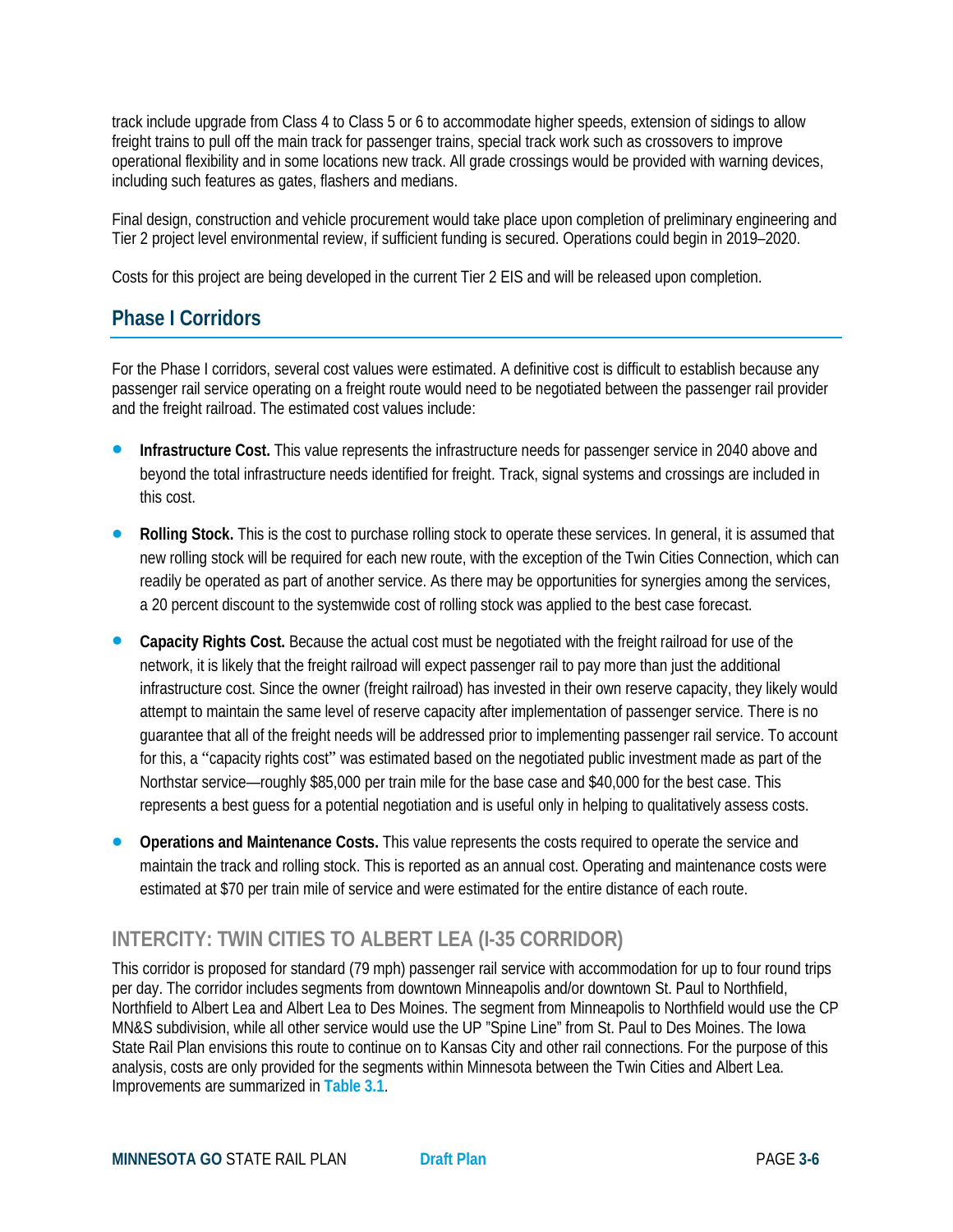track include upgrade from Class 4 to Class 5 or 6 to accommodate higher speeds, extension of sidings to allow freight trains to pull off the main track for passenger trains, special track work such as crossovers to improve operational flexibility and in some locations new track. All grade crossings would be provided with warning devices, including such features as gates, flashers and medians.

Final design, construction and vehicle procurement would take place upon completion of preliminary engineering and Tier 2 project level environmental review, if sufficient funding is secured. Operations could begin in 2019–2020.

Costs for this project are being developed in the current Tier 2 EIS and will be released upon completion.

## Phase I Corridors

For the Phase I corridors, several cost values were estimated. A definitive cost is difficult to establish because any passenger rail service operating on a freight route would need to be negotiated between the passenger rail provider and the freight railroad. The estimated cost values include:

- **Infrastructure Cost.** This value represents the infrastructure needs for passenger service in 2040 above and beyond the total infrastructure needs identified for freight. Track, signal systems and crossings are included in this cost.
- **Rolling Stock.** This is the cost to purchase rolling stock to operate these services. In general, it is assumed that new rolling stock will be required for each new route, with the exception of the Twin Cities Connection, which can readily be operated as part of another service. As there may be opportunities for synergies among the services, a 20 percent discount to the systemwide cost of rolling stock was applied to the best case forecast.
- **Capacity Rights Cost.** Because the actual cost must be negotiated with the freight railroad for use of the network, it is likely that the freight railroad will expect passenger rail to pay more than just the additional infrastructure cost. Since the owner (freight railroad) has invested in their own reserve capacity, they likely would attempt to maintain the same level of reserve capacity after implementation of passenger service. There is no guarantee that all of the freight needs will be addressed prior to implementing passenger rail service. To account for this, a "capacity rights cost" was estimated based on the negotiated public investment made as part of the Northstar service—roughly $85,000 per train mile for the base case and $40,000 for the best case. This represents a best guess for a potential negotiation and is useful only in helping to qualitatively assess costs.
- **Operations and Maintenance Costs.** This value represents the costs required to operate the service and maintain the track and rolling stock. This is reported as an annual cost. Operating and maintenance costs were estimated at $70 per train mile of service and were estimated for the entire distance of each route.

### INTERCITY: TWIN CITIES TO ALBERT LEA (I-35 CORRIDOR)

This corridor is proposed for standard (79 mph) passenger rail service with accommodation for up to four round trips per day. The corridor includes segments from downtown Minneapolis and/or downtown St. Paul to Northfield, Northfield to Albert Lea and Albert Lea to Des Moines. The segment from Minneapolis to Northfield would use the CP MN&S subdivision, while all other service would use the UP "Spine Line" from St. Paul to Des Moines. The Iowa State Rail Plan envisions this route to continue on to Kansas City and other rail connections. For the purpose of this analysis, costs are only provided for the segments within Minnesota between the Twin Cities and Albert Lea. Improvements are summarized in **Table 3.1**.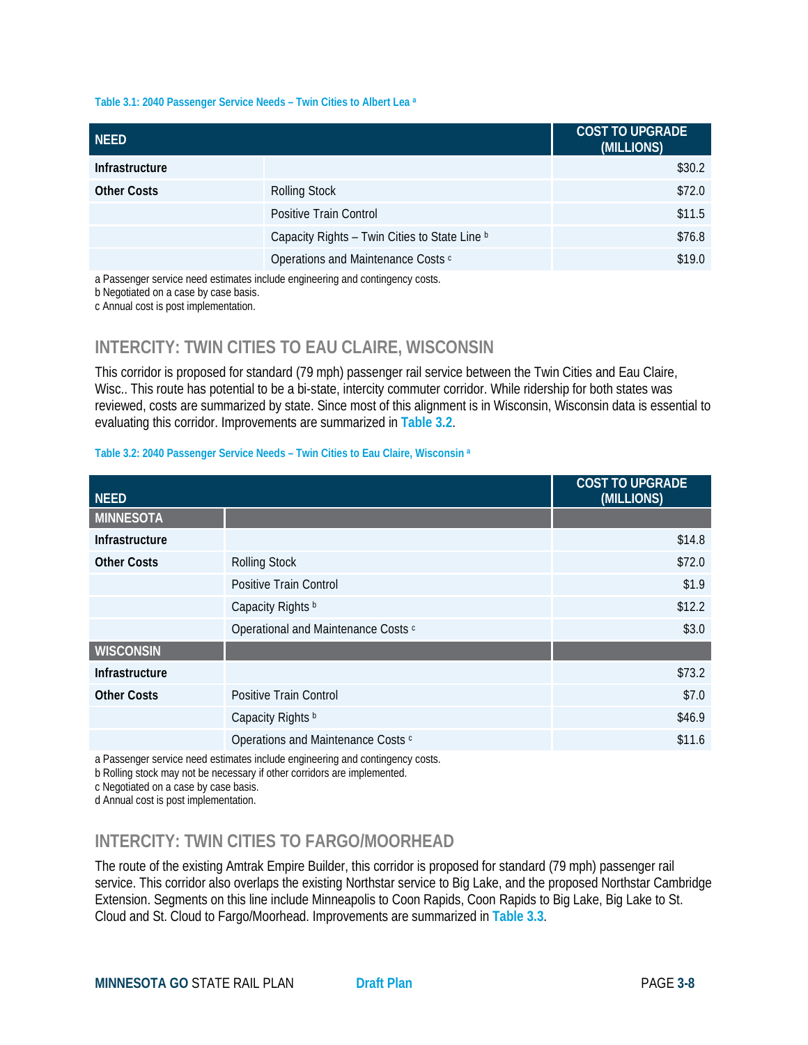Table 3.1: 2040 Passenger Service Needs – Twin Cities to Albert Lea [a]

| NEED | | COST TO UPGRADE (MILLIONS) |
|---|---|---|
| **Infrastructure** | | $30.2 |
| **Other Costs** | Rolling Stock | $72.0 |
| | Positive Train Control | $11.5 |
| | Capacity Rights – Twin Cities to State Line [b] | $76.8 |
| | Operations and Maintenance Costs [c] | $19.0 |

a Passenger service need estimates include engineering and contingency costs.
b Negotiated on a case by case basis.
c Annual cost is post implementation.

## INTERCITY: TWIN CITIES TO EAU CLAIRE, WISCONSIN

This corridor is proposed for standard (79 mph) passenger rail service between the Twin Cities and Eau Claire, Wisc.. This route has potential to be a bi-state, intercity commuter corridor. While ridership for both states was reviewed, costs are summarized by state. Since most of this alignment is in Wisconsin, Wisconsin data is essential to evaluating this corridor. Improvements are summarized in **Table 3.2**.

Table 3.2: 2040 Passenger Service Needs – Twin Cities to Eau Claire, Wisconsin [a]

| NEED | | COST TO UPGRADE (MILLIONS) |
|---|---|---|
| **MINNESOTA** | | |
| **Infrastructure** | | $14.8 |
| **Other Costs** | Rolling Stock | $72.0 |
| | Positive Train Control | $1.9 |
| | Capacity Rights [b] | $12.2 |
| | Operational and Maintenance Costs [c] | $3.0 |
| **WISCONSIN** | | |
| **Infrastructure** | | $73.2 |
| **Other Costs** | Positive Train Control | $7.0 |
| | Capacity Rights [b] | $46.9 |
| | Operations and Maintenance Costs [c] | $11.6 |

a Passenger service need estimates include engineering and contingency costs.
b Rolling stock may not be necessary if other corridors are implemented.
c Negotiated on a case by case basis.
d Annual cost is post implementation.

## INTERCITY: TWIN CITIES TO FARGO/MOORHEAD

The route of the existing Amtrak Empire Builder, this corridor is proposed for standard (79 mph) passenger rail service. This corridor also overlaps the existing Northstar service to Big Lake, and the proposed Northstar Cambridge Extension. Segments on this line include Minneapolis to Coon Rapids, Coon Rapids to Big Lake, Big Lake to St. Cloud and St. Cloud to Fargo/Moorhead. Improvements are summarized in **Table 3.3**.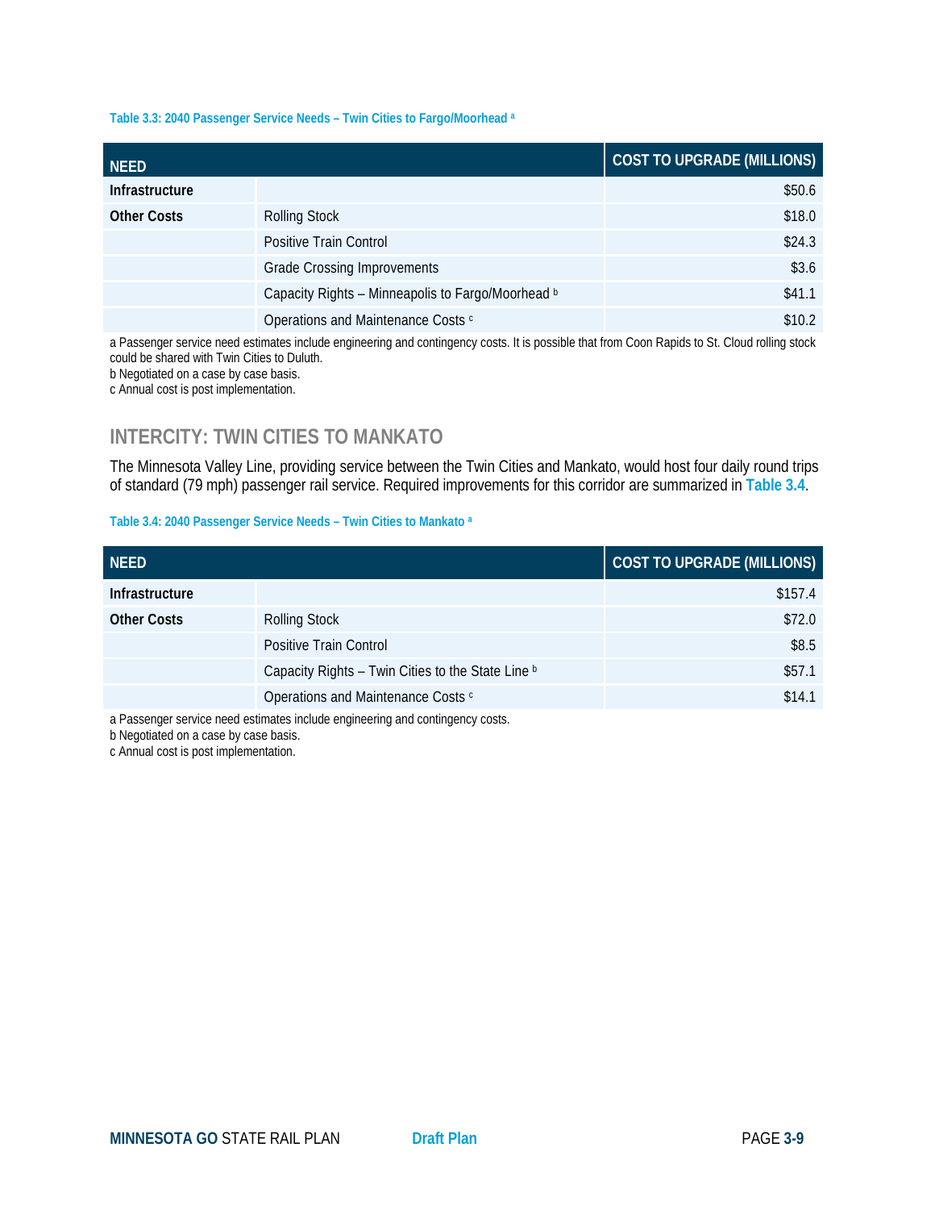**Table 3.3: 2040 Passenger Service Needs – Twin Cities to Fargo/Moorhead [a]**

| NEED | | COST TO UPGRADE (MILLIONS) |
|---|---|---|
| Infrastructure | | $50.6 |
| Other Costs | Rolling Stock | $18.0 |
| | Positive Train Control | $24.3 |
| | Grade Crossing Improvements | $3.6 |
| | Capacity Rights – Minneapolis to Fargo/Moorhead [b] | $41.1 |
| | Operations and Maintenance Costs [c] | $10.2 |

a Passenger service need estimates include engineering and contingency costs. It is possible that from Coon Rapids to St. Cloud rolling stock could be shared with Twin Cities to Duluth.
b Negotiated on a case by case basis.
c Annual cost is post implementation.

## INTERCITY: TWIN CITIES TO MANKATO

The Minnesota Valley Line, providing service between the Twin Cities and Mankato, would host four daily round trips of standard (79 mph) passenger rail service. Required improvements for this corridor are summarized in **Table 3.4**.

**Table 3.4: 2040 Passenger Service Needs – Twin Cities to Mankato [a]**

| NEED | | COST TO UPGRADE (MILLIONS) |
|---|---|---|
| Infrastructure | | $157.4 |
| Other Costs | Rolling Stock | $72.0 |
| | Positive Train Control | $8.5 |
| | Capacity Rights – Twin Cities to the State Line [b] | $57.1 |
| | Operations and Maintenance Costs [c] | $14.1 |

a Passenger service need estimates include engineering and contingency costs.
b Negotiated on a case by case basis.
c Annual cost is post implementation.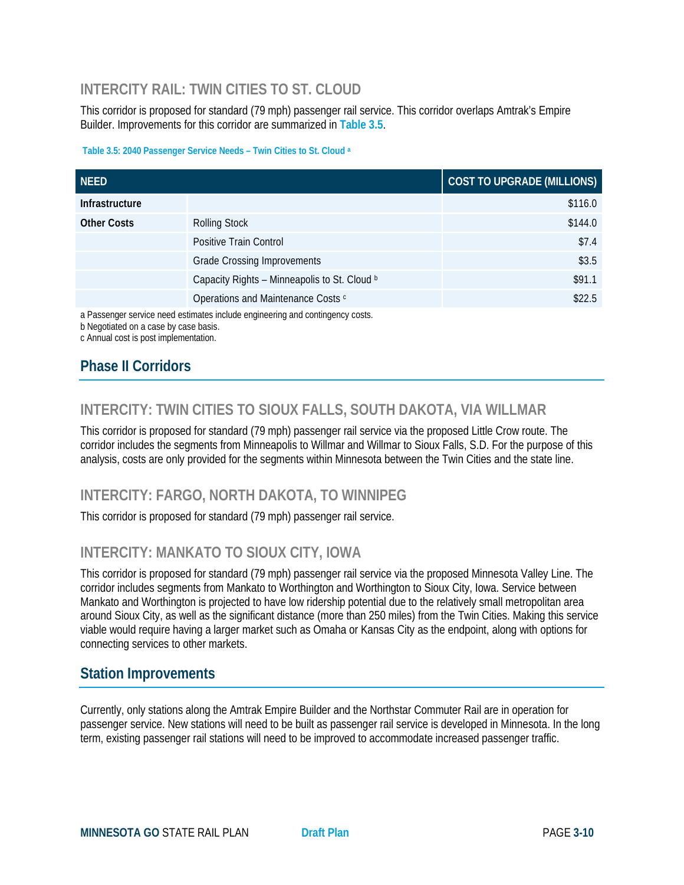### INTERCITY RAIL: TWIN CITIES TO ST. CLOUD

This corridor is proposed for standard (79 mph) passenger rail service. This corridor overlaps Amtrak's Empire Builder. Improvements for this corridor are summarized in **Table 3.5**.

**Table 3.5: 2040 Passenger Service Needs – Twin Cities to St. Cloud [a]**

| NEED | | COST TO UPGRADE (MILLIONS) |
|---|---|---|
| **Infrastructure** | | $116.0 |
| **Other Costs** | Rolling Stock | $144.0 |
| | Positive Train Control | $7.4 |
| | Grade Crossing Improvements | $3.5 |
| | Capacity Rights – Minneapolis to St. Cloud [b] | $91.1 |
| | Operations and Maintenance Costs [c] | $22.5 |

a Passenger service need estimates include engineering and contingency costs.
b Negotiated on a case by case basis.
c Annual cost is post implementation.

## Phase II Corridors

### INTERCITY: TWIN CITIES TO SIOUX FALLS, SOUTH DAKOTA, VIA WILLMAR

This corridor is proposed for standard (79 mph) passenger rail service via the proposed Little Crow route. The corridor includes the segments from Minneapolis to Willmar and Willmar to Sioux Falls, S.D. For the purpose of this analysis, costs are only provided for the segments within Minnesota between the Twin Cities and the state line.

### INTERCITY: FARGO, NORTH DAKOTA, TO WINNIPEG

This corridor is proposed for standard (79 mph) passenger rail service.

### INTERCITY: MANKATO TO SIOUX CITY, IOWA

This corridor is proposed for standard (79 mph) passenger rail service via the proposed Minnesota Valley Line. The corridor includes segments from Mankato to Worthington and Worthington to Sioux City, Iowa. Service between Mankato and Worthington is projected to have low ridership potential due to the relatively small metropolitan area around Sioux City, as well as the significant distance (more than 250 miles) from the Twin Cities. Making this service viable would require having a larger market such as Omaha or Kansas City as the endpoint, along with options for connecting services to other markets.

## Station Improvements

Currently, only stations along the Amtrak Empire Builder and the Northstar Commuter Rail are in operation for passenger service. New stations will need to be built as passenger rail service is developed in Minnesota. In the long term, existing passenger rail stations will need to be improved to accommodate increased passenger traffic.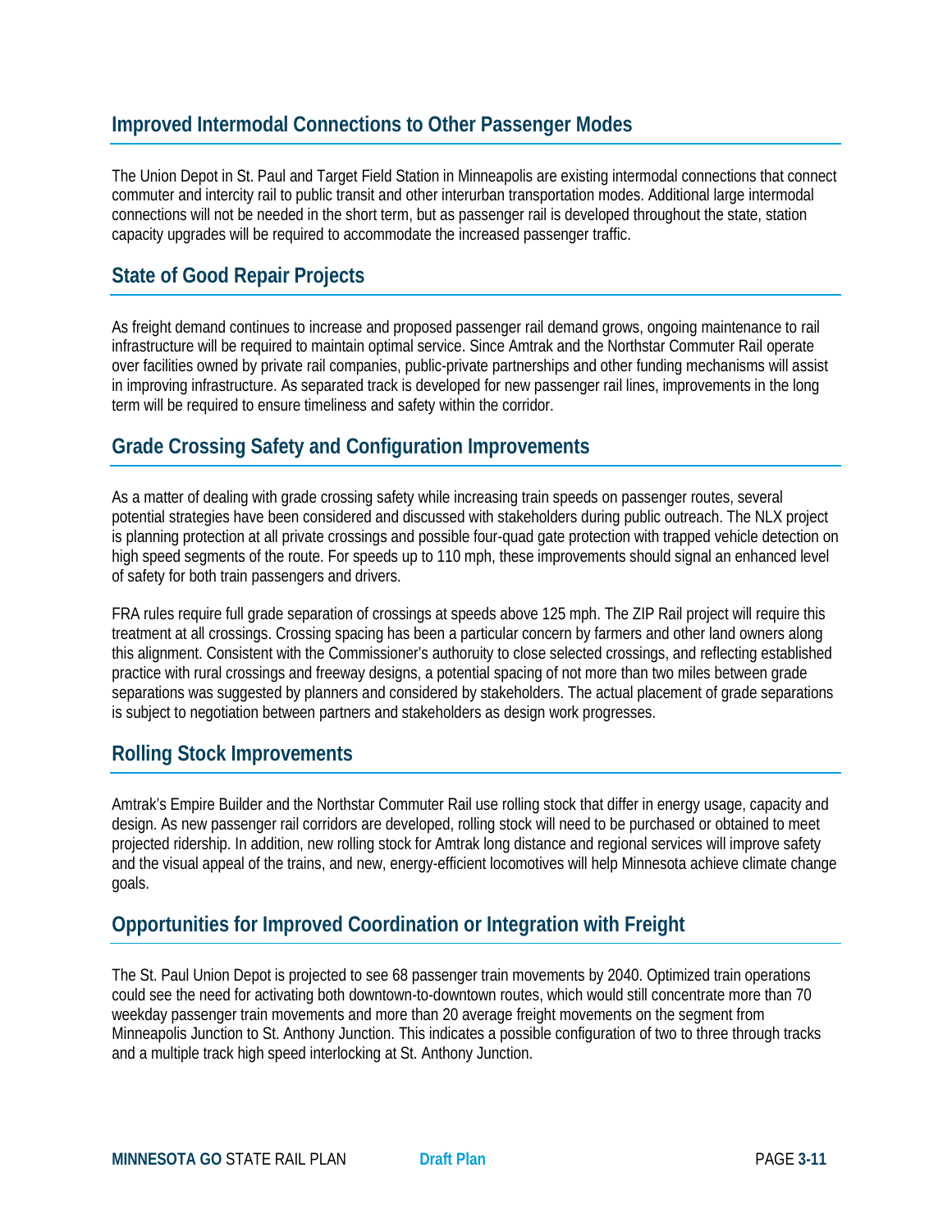## Improved Intermodal Connections to Other Passenger Modes

The Union Depot in St. Paul and Target Field Station in Minneapolis are existing intermodal connections that connect commuter and intercity rail to public transit and other interurban transportation modes. Additional large intermodal connections will not be needed in the short term, but as passenger rail is developed throughout the state, station capacity upgrades will be required to accommodate the increased passenger traffic.

## State of Good Repair Projects

As freight demand continues to increase and proposed passenger rail demand grows, ongoing maintenance to rail infrastructure will be required to maintain optimal service. Since Amtrak and the Northstar Commuter Rail operate over facilities owned by private rail companies, public-private partnerships and other funding mechanisms will assist in improving infrastructure. As separated track is developed for new passenger rail lines, improvements in the long term will be required to ensure timeliness and safety within the corridor.

## Grade Crossing Safety and Configuration Improvements

As a matter of dealing with grade crossing safety while increasing train speeds on passenger routes, several potential strategies have been considered and discussed with stakeholders during public outreach. The NLX project is planning protection at all private crossings and possible four-quad gate protection with trapped vehicle detection on high speed segments of the route. For speeds up to 110 mph, these improvements should signal an enhanced level of safety for both train passengers and drivers.

FRA rules require full grade separation of crossings at speeds above 125 mph. The ZIP Rail project will require this treatment at all crossings. Crossing spacing has been a particular concern by farmers and other land owners along this alignment. Consistent with the Commissioner's authoruity to close selected crossings, and reflecting established practice with rural crossings and freeway designs, a potential spacing of not more than two miles between grade separations was suggested by planners and considered by stakeholders. The actual placement of grade separations is subject to negotiation between partners and stakeholders as design work progresses.

## Rolling Stock Improvements

Amtrak's Empire Builder and the Northstar Commuter Rail use rolling stock that differ in energy usage, capacity and design. As new passenger rail corridors are developed, rolling stock will need to be purchased or obtained to meet projected ridership. In addition, new rolling stock for Amtrak long distance and regional services will improve safety and the visual appeal of the trains, and new, energy-efficient locomotives will help Minnesota achieve climate change goals.

## Opportunities for Improved Coordination or Integration with Freight

The St. Paul Union Depot is projected to see 68 passenger train movements by 2040. Optimized train operations could see the need for activating both downtown-to-downtown routes, which would still concentrate more than 70 weekday passenger train movements and more than 20 average freight movements on the segment from Minneapolis Junction to St. Anthony Junction. This indicates a possible configuration of two to three through tracks and a multiple track high speed interlocking at St. Anthony Junction.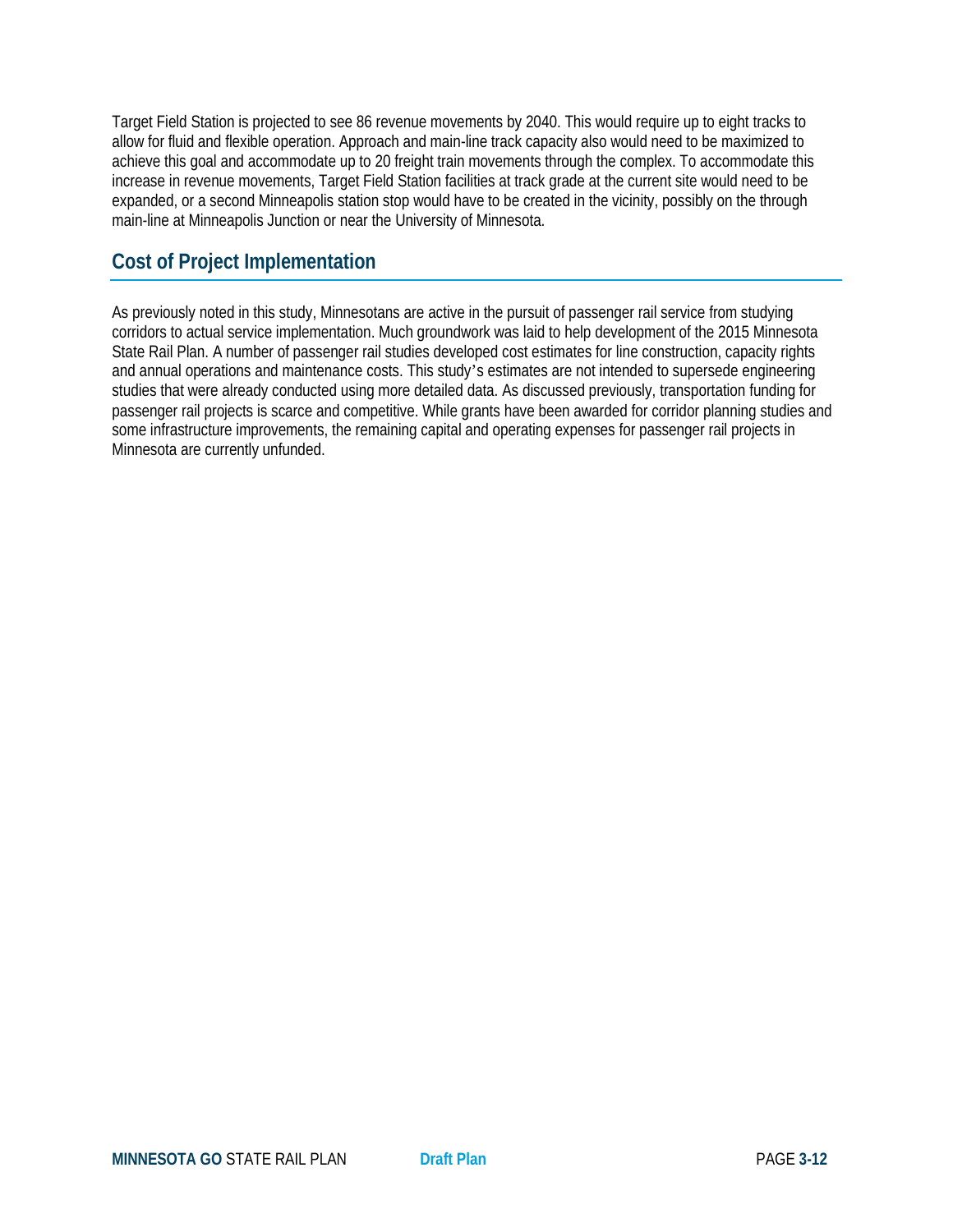Target Field Station is projected to see 86 revenue movements by 2040. This would require up to eight tracks to allow for fluid and flexible operation. Approach and main-line track capacity also would need to be maximized to achieve this goal and accommodate up to 20 freight train movements through the complex. To accommodate this increase in revenue movements, Target Field Station facilities at track grade at the current site would need to be expanded, or a second Minneapolis station stop would have to be created in the vicinity, possibly on the through main-line at Minneapolis Junction or near the University of Minnesota.

## Cost of Project Implementation

As previously noted in this study, Minnesotans are active in the pursuit of passenger rail service from studying corridors to actual service implementation. Much groundwork was laid to help development of the 2015 Minnesota State Rail Plan. A number of passenger rail studies developed cost estimates for line construction, capacity rights and annual operations and maintenance costs. This study's estimates are not intended to supersede engineering studies that were already conducted using more detailed data. As discussed previously, transportation funding for passenger rail projects is scarce and competitive. While grants have been awarded for corridor planning studies and some infrastructure improvements, the remaining capital and operating expenses for passenger rail projects in Minnesota are currently unfunded.